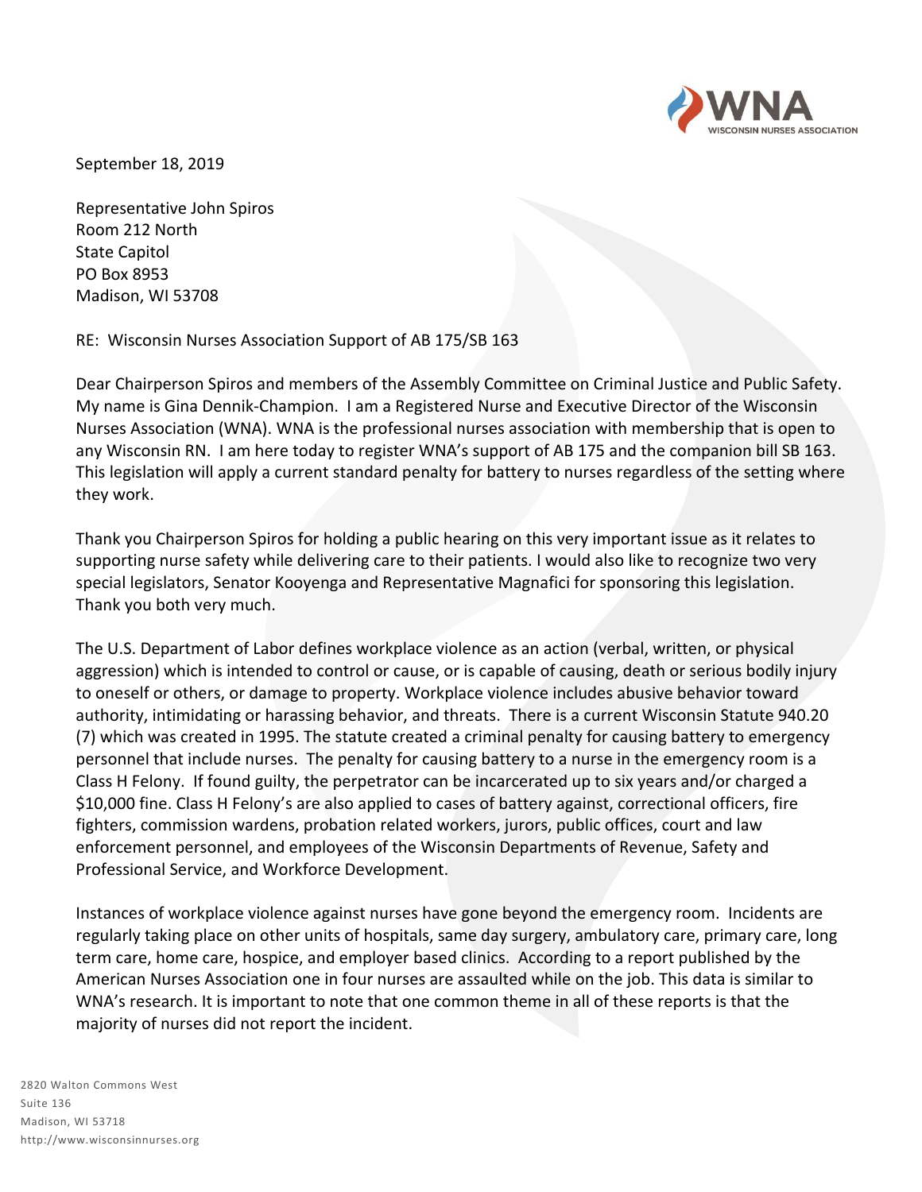WNA
WISCONSIN NURSES ASSOCIATION

September 18, 2019

Representative John Spiros
Room 212 North
State Capitol
PO Box 8953
Madison, WI 53708

RE: Wisconsin Nurses Association Support of AB 175/SB 163

Dear Chairperson Spiros and members of the Assembly Committee on Criminal Justice and Public Safety. My name is Gina Dennik-Champion. I am a Registered Nurse and Executive Director of the Wisconsin Nurses Association (WNA). WNA is the professional nurses association with membership that is open to any Wisconsin RN. I am here today to register WNA's support of AB 175 and the companion bill SB 163. This legislation will apply a current standard penalty for battery to nurses regardless of the setting where they work.

Thank you Chairperson Spiros for holding a public hearing on this very important issue as it relates to supporting nurse safety while delivering care to their patients. I would also like to recognize two very special legislators, Senator Kooyenga and Representative Magnafici for sponsoring this legislation. Thank you both very much.

The U.S. Department of Labor defines workplace violence as an action (verbal, written, or physical aggression) which is intended to control or cause, or is capable of causing, death or serious bodily injury to oneself or others, or damage to property. Workplace violence includes abusive behavior toward authority, intimidating or harassing behavior, and threats. There is a current Wisconsin Statute 940.20 (7) which was created in 1995. The statute created a criminal penalty for causing battery to emergency personnel that include nurses. The penalty for causing battery to a nurse in the emergency room is a Class H Felony. If found guilty, the perpetrator can be incarcerated up to six years and/or charged a $10,000 fine. Class H Felony's are also applied to cases of battery against, correctional officers, fire fighters, commission wardens, probation related workers, jurors, public offices, court and law enforcement personnel, and employees of the Wisconsin Departments of Revenue, Safety and Professional Service, and Workforce Development.

Instances of workplace violence against nurses have gone beyond the emergency room. Incidents are regularly taking place on other units of hospitals, same day surgery, ambulatory care, primary care, long term care, home care, hospice, and employer based clinics. According to a report published by the American Nurses Association one in four nurses are assaulted while on the job. This data is similar to WNA's research. It is important to note that one common theme in all of these reports is that the majority of nurses did not report the incident.

2820 Walton Commons West
Suite 136
Madison, WI 53718
http://www.wisconsinnurses.org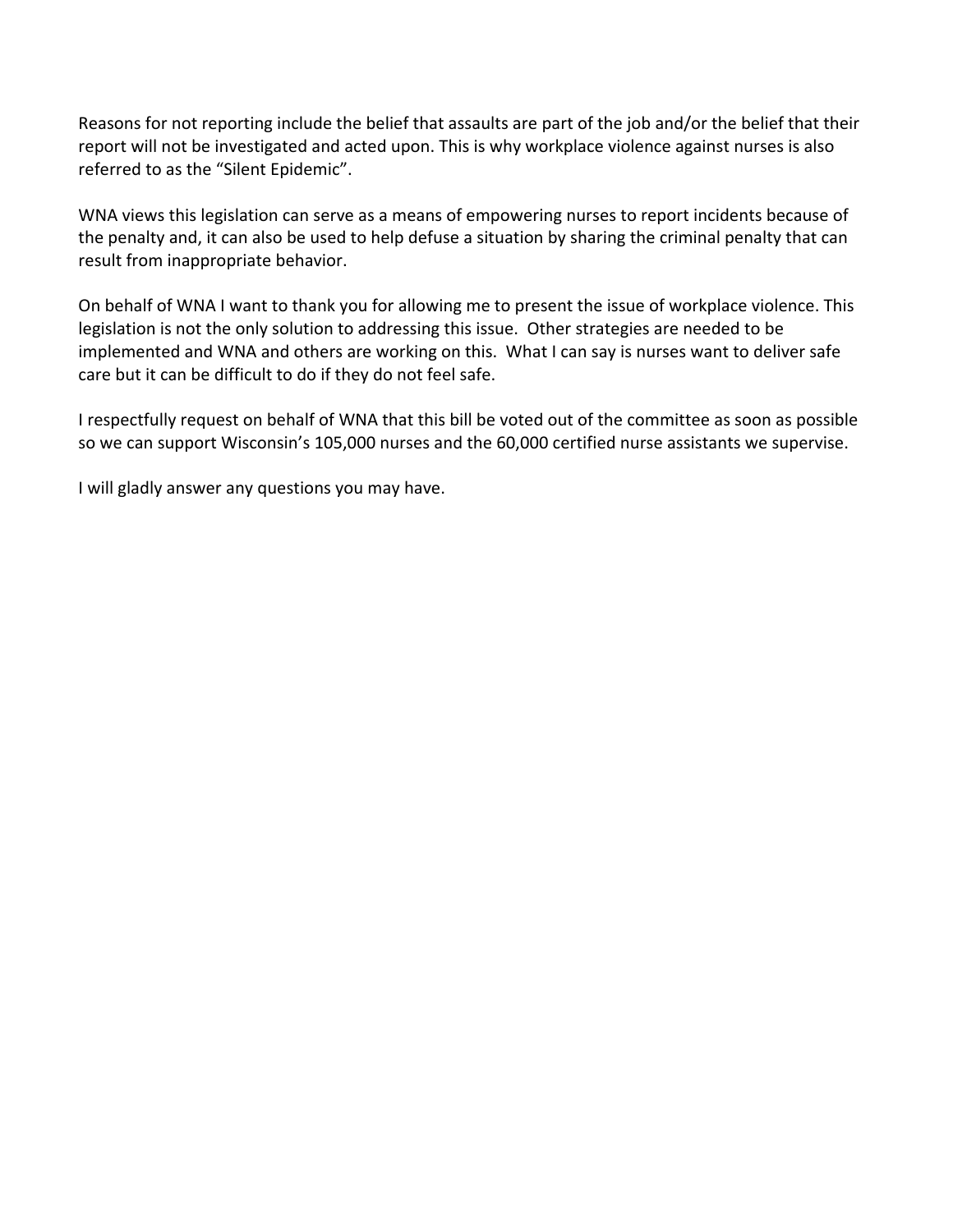Reasons for not reporting include the belief that assaults are part of the job and/or the belief that their report will not be investigated and acted upon. This is why workplace violence against nurses is also referred to as the "Silent Epidemic".

WNA views this legislation can serve as a means of empowering nurses to report incidents because of the penalty and, it can also be used to help defuse a situation by sharing the criminal penalty that can result from inappropriate behavior.

On behalf of WNA I want to thank you for allowing me to present the issue of workplace violence. This legislation is not the only solution to addressing this issue. Other strategies are needed to be implemented and WNA and others are working on this. What I can say is nurses want to deliver safe care but it can be difficult to do if they do not feel safe.

I respectfully request on behalf of WNA that this bill be voted out of the committee as soon as possible so we can support Wisconsin's 105,000 nurses and the 60,000 certified nurse assistants we supervise.

I will gladly answer any questions you may have.